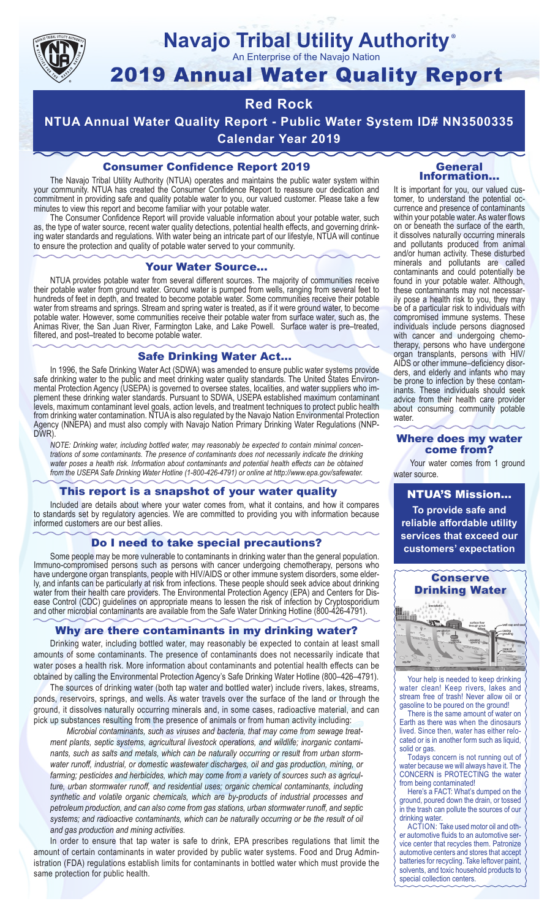# Navajo Tribal Utility Authority®

An Enterprise of the Navajo Nation

# 2019 Annual Water Quality Report

## Red Rock

## NTUA Annual Water Quality Report - Public Water System ID# NN3500335

## Calendar Year 2019

### Consumer Confidence Report 2019

The Navajo Tribal Utility Authority (NTUA) operates and maintains the public water system within your community. NTUA has created the Consumer Confidence Report to reassure our dedication and commitment in providing safe and quality potable water to you, our valued customer. Please take a few minutes to view this report and become familiar with your potable water.

The Consumer Confidence Report will provide valuable information about your potable water, such as, the type of water source, recent water quality detections, potential health effects, and governing drinking water standards and regulations. With water being an intricate part of our lifestyle, NTUA will continue to ensure the protection and quality of potable water served to your community.

### Your Water Source…

NTUA provides potable water from several different sources. The majority of communities receive their potable water from ground water. Ground water is pumped from wells, ranging from several feet to hundreds of feet in depth, and treated to become potable water. Some communities receive their potable water from streams and springs. Stream and spring water is treated, as if it were ground water, to become potable water. However, some communities receive their potable water from surface water, such as, the Animas River, the San Juan River, Farmington Lake, and Lake Powell. Surface water is pre–treated, filtered, and post–treated to become potable water.

### Safe Drinking Water Act…

In 1996, the Safe Drinking Water Act (SDWA) was amended to ensure public water systems provide safe drinking water to the public and meet drinking water quality standards. The United States Environmental Protection Agency (USEPA) is governed to oversee states, localities, and water suppliers who implement these drinking water standards. Pursuant to SDWA, USEPA established maximum contaminant levels, maximum contaminant level goals, action levels, and treatment techniques to protect public health from drinking water contamination. NTUA is also regulated by the Navajo Nation Environmental Protection Agency (NNEPA) and must also comply with Navajo Nation Primary Drinking Water Regulations (NNPDWR).

*NOTE: Drinking water, including bottled water, may reasonably be expected to contain minimal concentrations of some contaminants. The presence of contaminants does not necessarily indicate the drinking water poses a health risk. Information about contaminants and potential health effects can be obtained from the USEPA Safe Drinking Water Hotline (1-800-426-4791) or online at http://www.epa.gov/safewater.*

### This report is a snapshot of your water quality

Included are details about where your water comes from, what it contains, and how it compares to standards set by regulatory agencies. We are committed to providing you with information because informed customers are our best allies.

### Do I need to take special precautions?

Some people may be more vulnerable to contaminants in drinking water than the general population. Immuno-compromised persons such as persons with cancer undergoing chemotherapy, persons who have undergone organ transplants, people with HIV/AIDS or other immune system disorders, some elderly, and infants can be particularly at risk from infections. These people should seek advice about drinking water from their health care providers. The Environmental Protection Agency (EPA) and Centers for Disease Control (CDC) guidelines on appropriate means to lessen the risk of infection by Cryptosporidium and other microbial contaminants are available from the Safe Water Drinking Hotline (800-426-4791).

### Why are there contaminants in my drinking water?

Drinking water, including bottled water, may reasonably be expected to contain at least small amounts of some contaminants. The presence of contaminants does not necessarily indicate that water poses a health risk. More information about contaminants and potential health effects can be obtained by calling the Environmental Protection Agency's Safe Drinking Water Hotline (800–426–4791).

The sources of drinking water (both tap water and bottled water) include rivers, lakes, streams, ponds, reservoirs, springs, and wells. As water travels over the surface of the land or through the ground, it dissolves naturally occurring minerals and, in some cases, radioactive material, and can pick up substances resulting from the presence of animals or from human activity including:

*Microbial contaminants, such as viruses and bacteria, that may come from sewage treatment plants, septic systems, agricultural livestock operations, and wildlife; inorganic contaminants, such as salts and metals, which can be naturally occurring or result from urban stormwater runoff, industrial, or domestic wastewater discharges, oil and gas production, mining, or farming; pesticides and herbicides, which may come from a variety of sources such as agriculture, urban stormwater runoff, and residential uses; organic chemical contaminants, including synthetic and volatile organic chemicals, which are by-products of industrial processes and petroleum production, and can also come from gas stations, urban stormwater runoff, and septic systems; and radioactive contaminants, which can be naturally occurring or be the result of oil and gas production and mining activities.*

In order to ensure that tap water is safe to drink, EPA prescribes regulations that limit the amount of certain contaminants in water provided by public water systems. Food and Drug Administration (FDA) regulations establish limits for contaminants in bottled water which must provide the same protection for public health.

### General Information…

It is important for you, our valued customer, to understand the potential occurrence and presence of contaminants within your potable water. As water flows on or beneath the surface of the earth, it dissolves naturally occurring minerals and pollutants produced from animal and/or human activity. These disturbed minerals and pollutants are called contaminants and could potentially be found in your potable water. Although, these contaminants may not necessarily pose a health risk to you, they may be of a particular risk to individuals with compromised immune systems. These individuals include persons diagnosed with cancer and undergoing chemotherapy, persons who have undergone organ transplants, persons with HIV/AIDS or other immune–deficiency disorders, and elderly and infants who may be prone to infection by these contaminants. These individuals should seek advice from their health care provider about consuming community potable water.

### Where does my water come from?

Your water comes from 1 ground water source.

### NTUA'S Mission…

**To provide safe and reliable affordable utility services that exceed our customers' expectation**

### Conserve Drinking Water

Your help is needed to keep drinking water clean! Keep rivers, lakes and stream free of trash! Never allow oil or gasoline to be poured on the ground!

There is the same amount of water on Earth as there was when the dinosaurs lived. Since then, water has either relocated or is in another form such as liquid, solid or gas.

Todays concern is not running out of water because we will always have it. The CONCERN is PROTECTING the water from being contaminated!

Here's a FACT: What's dumped on the ground, poured down the drain, or tossed in the trash can pollute the sources of our drinking water.

ACTION: Take used motor oil and other automotive fluids to an automotive service center that recycles them. Patronize automotive centers and stores that accept batteries for recycling. Take leftover paint, solvents, and toxic household products to special collection centers.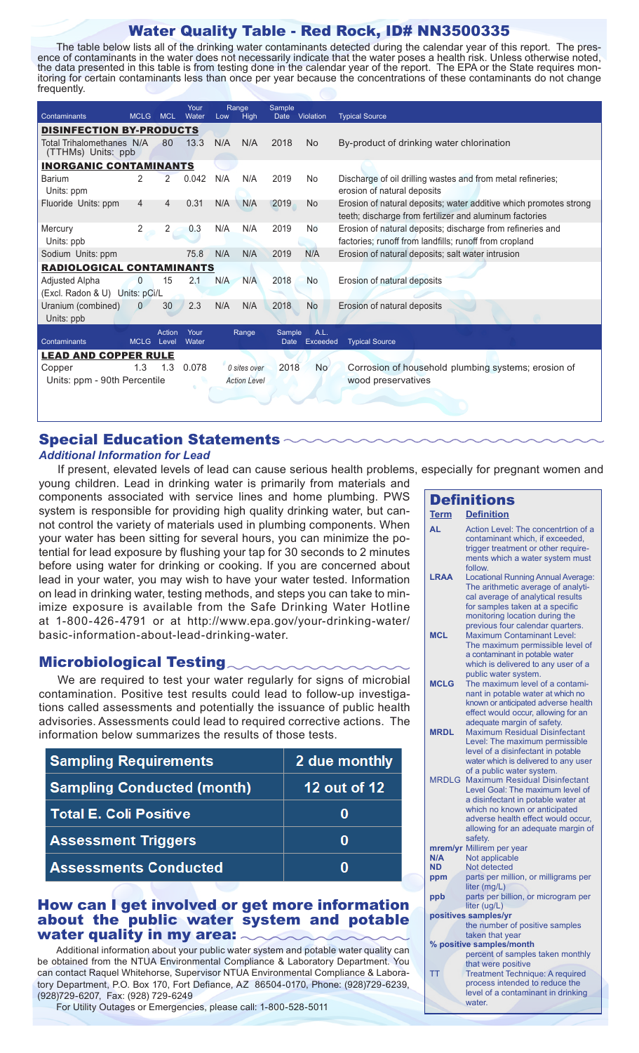# Water Quality Table - Red Rock, ID# NN3500335

The table below lists all of the drinking water contaminants detected during the calendar year of this report. The presence of contaminants in the water does not necessarily indicate that the water poses a health risk. Unless otherwise noted, the data presented in this table is from testing done in the calendar year of the report. The EPA or the State requires monitoring for certain contaminants less than once per year because the concentrations of these contaminants do not change frequently.

| Contaminants | MCLG | MCL | Your Water | Range Low | Range High | Sample Date | Violation | Typical Source |
|---|---|---|---|---|---|---|---|---|
| **DISINFECTION BY-PRODUCTS** | | | | | | | | |
| Total Trihalomethanes (TTHMs) Units: ppb | N/A | 80 | 13.3 | N/A | N/A | 2018 | No | By-product of drinking water chlorination |
| **INORGANIC CONTAMINANTS** | | | | | | | | |
| Barium Units: ppm | 2 | 2 | 0.042 | N/A | N/A | 2019 | No | Discharge of oil drilling wastes and from metal refineries; erosion of natural deposits |
| Fluoride Units: ppm | 4 | 4 | 0.31 | N/A | N/A | 2019 | No | Erosion of natural deposits; water additive which promotes strong teeth; discharge from fertilizer and aluminum factories |
| Mercury Units: ppb | 2 | 2 | 0.3 | N/A | N/A | 2019 | No | Erosion of natural deposits; discharge from refineries and factories; runoff from landfills; runoff from cropland |
| Sodium Units: ppm | | | 75.8 | N/A | N/A | 2019 | N/A | Erosion of natural deposits; salt water intrusion |
| **RADIOLOGICAL CONTAMINANTS** | | | | | | | | |
| Adjusted Alpha (Excl. Radon & U) Units: pCi/L | 0 | 15 | 2.1 | N/A | N/A | 2018 | No | Erosion of natural deposits |
| Uranium (combined) Units: ppb | 0 | 30 | 2.3 | N/A | N/A | 2018 | No | Erosion of natural deposits |

| Contaminants | MCLG | Action Level | Your Water | Range | Sample Date | A.L. Exceeded | Typical Source |
|---|---|---|---|---|---|---|---|
| **LEAD AND COPPER RULE** | | | | | | | |
| Copper Units: ppm - 90th Percentile | 1.3 | 1.3 | 0.078 | *0 sites over Action Level* | 2018 | No | Corrosion of household plumbing systems; erosion of wood preservatives |

## Special Education Statements

### *Additional Information for Lead*

If present, elevated levels of lead can cause serious health problems, especially for pregnant women and young children. Lead in drinking water is primarily from materials and components associated with service lines and home plumbing. PWS system is responsible for providing high quality drinking water, but cannot control the variety of materials used in plumbing components. When your water has been sitting for several hours, you can minimize the potential for lead exposure by flushing your tap for 30 seconds to 2 minutes before using water for drinking or cooking. If you are concerned about lead in your water, you may wish to have your water tested. Information on lead in drinking water, testing methods, and steps you can take to minimize exposure is available from the Safe Drinking Water Hotline at 1-800-426-4791 or at http://www.epa.gov/your-drinking-water/basic-information-about-lead-drinking-water.

## Microbiological Testing

We are required to test your water regularly for signs of microbial contamination. Positive test results could lead to follow-up investigations called assessments and potentially the issuance of public health advisories. Assessments could lead to required corrective actions. The information below summarizes the results of those tests.

| Sampling Requirements | 2 due monthly |
|---|---|
| Sampling Conducted (month) | 12 out of 12 |
| Total E. Coli Positive | 0 |
| Assessment Triggers | 0 |
| Assessments Conducted | 0 |

## How can I get involved or get more information about the public water system and potable water quality in my area:

Additional information about your public water system and potable water quality can be obtained from the NTUA Environmental Compliance & Laboratory Department. You can contact Raquel Whitehorse, Supervisor NTUA Environmental Compliance & Laboratory Department, P.O. Box 170, Fort Defiance, AZ 86504-0170, Phone: (928)729-6239, (928)729-6207, Fax: (928) 729-6249

For Utility Outages or Emergencies, please call: 1-800-528-5011

## Definitions

| Term | Definition |
|---|---|
| AL | Action Level: The concentrtion of a contaminant which, if exceeded, trigger treatment or other requirements which a water system must follow. |
| LRAA | Locational Running Annual Average: The arithmetic average of analytical results for samples taken at a specific monitoring location during the previous four calendar quarters. |
| MCL | Maximum Contaminant Level: The maximum permissible level of a contaminant in potable water which is delivered to any user of a public water system. |
| MCLG | The maximum level of a contaminant in potable water at which no known or anticipated adverse health effect would occur, allowing for an adequate margin of safety. |
| MRDL | Maximum Residual Disinfectant Level: The maximum permissible level of a disinfectant in potable water which is delivered to any user of a public water system. |
| MRDLG | Maximum Residual Disinfectant Level Goal: The maximum level of a disinfectant in potable water at which no known or anticipated adverse health effect would occur, allowing for an adequate margin of safety. |
| mrem/yr | Millirem per year |
| N/A | Not applicable |
| ND | Not detected |
| ppm | parts per million, or milligrams per liter (mg/L) |
| ppb | parts per billion, or microgram per liter (ug/L) |
| positives samples/yr | the number of positive samples taken that year |
| % positive samples/month | percent of samples taken monthly that were positive |
| TT | Treatment Technique: A required process intended to reduce the level of a contaminant in drinking water. |